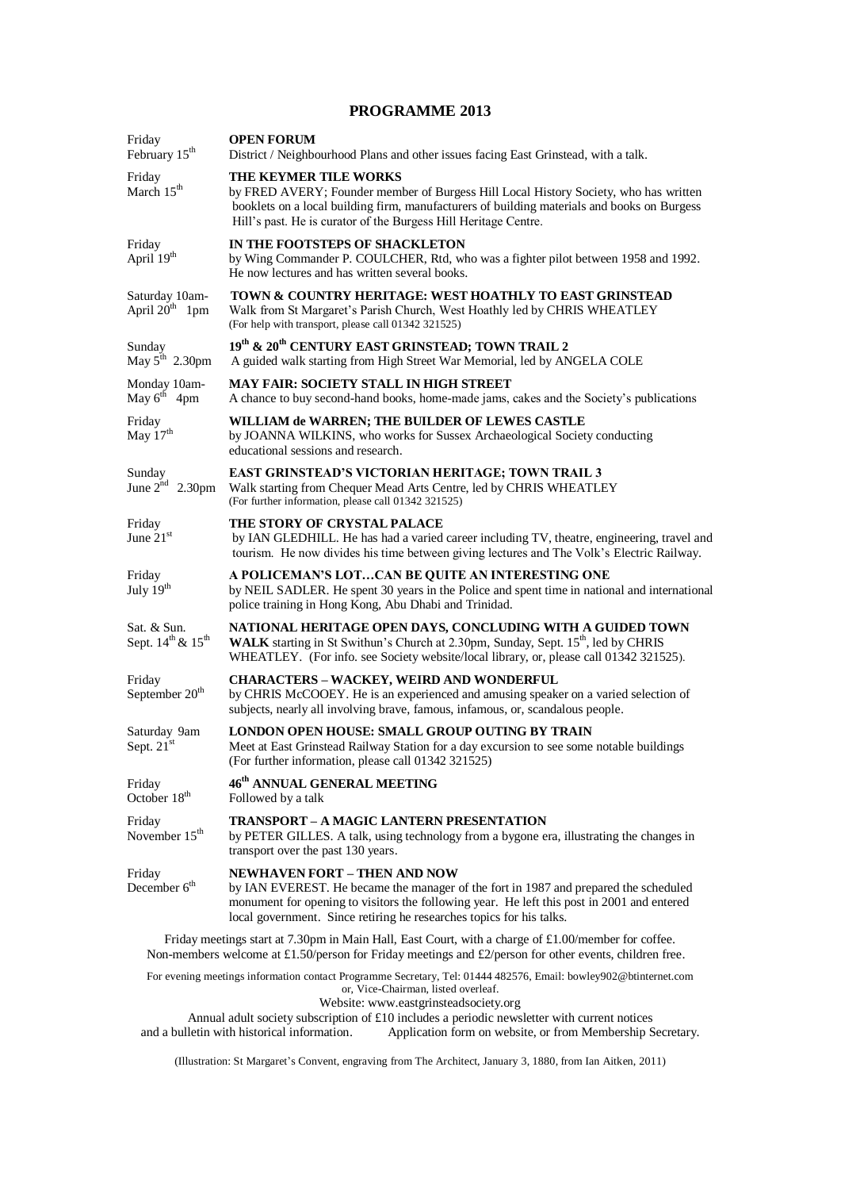# PROGRAMME 2013

| Date | Event |
|---|---|
| Friday February 15th | **OPEN FORUM**<br>District / Neighbourhood Plans and other issues facing East Grinstead, with a talk. |
| Friday March 15th | **THE KEYMER TILE WORKS**<br>by FRED AVERY; Founder member of Burgess Hill Local History Society, who has written booklets on a local building firm, manufacturers of building materials and books on Burgess Hill's past. He is curator of the Burgess Hill Heritage Centre. |
| Friday April 19th | **IN THE FOOTSTEPS OF SHACKLETON**<br>by Wing Commander P. COULCHER, Rtd, who was a fighter pilot between 1958 and 1992. He now lectures and has written several books. |
| Saturday 10am-1pm April 20th | **TOWN & COUNTRY HERITAGE: WEST HOATHLY TO EAST GRINSTEAD**<br>Walk from St Margaret's Parish Church, West Hoathly led by CHRIS WHEATLEY<br>(For help with transport, please call 01342 321525) |
| Sunday May 5th 2.30pm | **19th & 20th CENTURY EAST GRINSTEAD; TOWN TRAIL 2**<br>A guided walk starting from High Street War Memorial, led by ANGELA COLE |
| Monday 10am-4pm May 6th | **MAY FAIR: SOCIETY STALL IN HIGH STREET**<br>A chance to buy second-hand books, home-made jams, cakes and the Society's publications |
| Friday May 17th | **WILLIAM de WARREN; THE BUILDER OF LEWES CASTLE**<br>by JOANNA WILKINS, who works for Sussex Archaeological Society conducting educational sessions and research. |
| Sunday June 2nd 2.30pm | **EAST GRINSTEAD'S VICTORIAN HERITAGE; TOWN TRAIL 3**<br>Walk starting from Chequer Mead Arts Centre, led by CHRIS WHEATLEY<br>(For further information, please call 01342 321525) |
| Friday June 21st | **THE STORY OF CRYSTAL PALACE**<br>by IAN GLEDHILL. He has had a varied career including TV, theatre, engineering, travel and tourism. He now divides his time between giving lectures and The Volk's Electric Railway. |
| Friday July 19th | **A POLICEMAN'S LOT…CAN BE QUITE AN INTERESTING ONE**<br>by NEIL SADLER. He spent 30 years in the Police and spent time in national and international police training in Hong Kong, Abu Dhabi and Trinidad. |
| Sat. & Sun. Sept. 14th & 15th | **NATIONAL HERITAGE OPEN DAYS, CONCLUDING WITH A GUIDED TOWN WALK** starting in St Swithun's Church at 2.30pm, Sunday, Sept. 15th, led by CHRIS WHEATLEY. (For info. see Society website/local library, or, please call 01342 321525). |
| Friday September 20th | **CHARACTERS – WACKEY, WEIRD AND WONDERFUL**<br>by CHRIS McCOOEY. He is an experienced and amusing speaker on a varied selection of subjects, nearly all involving brave, famous, infamous, or, scandalous people. |
| Saturday 9am Sept. 21st | **LONDON OPEN HOUSE: SMALL GROUP OUTING BY TRAIN**<br>Meet at East Grinstead Railway Station for a day excursion to see some notable buildings<br>(For further information, please call 01342 321525) |
| Friday October 18th | **46th ANNUAL GENERAL MEETING**<br>Followed by a talk |
| Friday November 15th | **TRANSPORT – A MAGIC LANTERN PRESENTATION**<br>by PETER GILLES. A talk, using technology from a bygone era, illustrating the changes in transport over the past 130 years. |
| Friday December 6th | **NEWHAVEN FORT – THEN AND NOW**<br>by IAN EVEREST. He became the manager of the fort in 1987 and prepared the scheduled monument for opening to visitors the following year. He left this post in 2001 and entered local government. Since retiring he researches topics for his talks. |

Friday meetings start at 7.30pm in Main Hall, East Court, with a charge of £1.00/member for coffee.
Non-members welcome at £1.50/person for Friday meetings and £2/person for other events, children free.

For evening meetings information contact Programme Secretary, Tel: 01444 482576, Email: bowley902@btinternet.com or, Vice-Chairman, listed overleaf.

Website: www.eastgrinsteadsociety.org

Annual adult society subscription of £10 includes a periodic newsletter with current notices and a bulletin with historical information. Application form on website, or from Membership Secretary.

(Illustration: St Margaret's Convent, engraving from The Architect, January 3, 1880, from Ian Aitken, 2011)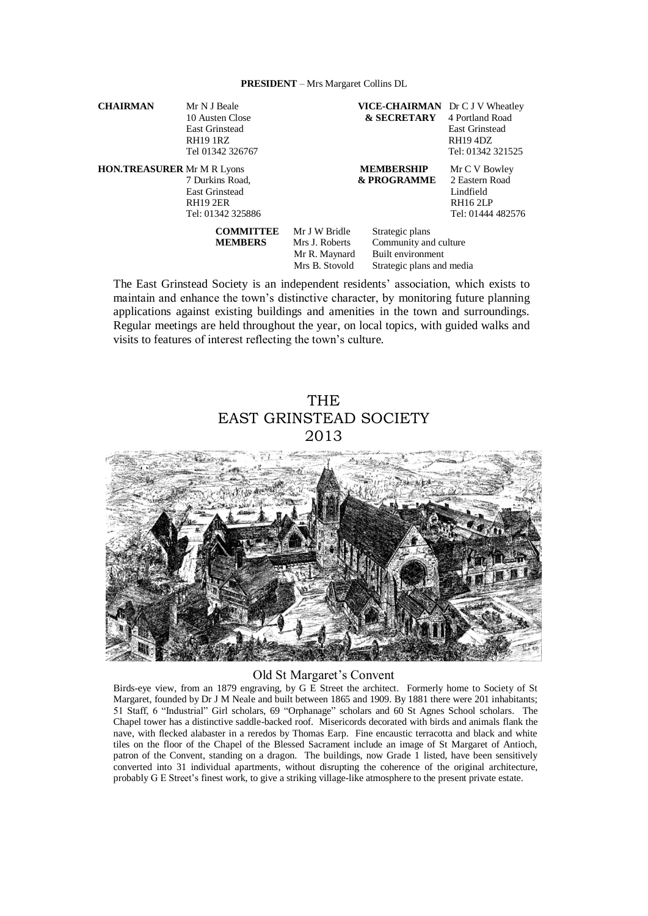**PRESIDENT** – Mrs Margaret Collins DL

**CHAIRMAN** Mr N J Beale
10 Austen Close
East Grinstead
RH19 1RZ
Tel 01342 326767

**VICE-CHAIRMAN & SECRETARY** Dr C J V Wheatley
4 Portland Road
East Grinstead
RH19 4DZ
Tel: 01342 321525

**HON.TREASURER** Mr M R Lyons
7 Durkins Road,
East Grinstead
RH19 2ER
Tel: 01342 325886

**MEMBERSHIP & PROGRAMME** Mr C V Bowley
2 Eastern Road
Lindfield
RH16 2LP
Tel: 01444 482576

**COMMITTEE MEMBERS**

| | | |
|---|---|---|
| | Mr J W Bridle | Strategic plans |
| | Mrs J. Roberts | Community and culture |
| | Mr R. Maynard | Built environment |
| | Mrs B. Stovold | Strategic plans and media |

The East Grinstead Society is an independent residents' association, which exists to maintain and enhance the town's distinctive character, by monitoring future planning applications against existing buildings and amenities in the town and surroundings. Regular meetings are held throughout the year, on local topics, with guided walks and visits to features of interest reflecting the town's culture.

# THE EAST GRINSTEAD SOCIETY 2013

Old St Margaret's Convent

Birds-eye view, from an 1879 engraving, by G E Street the architect. Formerly home to Society of St Margaret, founded by Dr J M Neale and built between 1865 and 1909. By 1881 there were 201 inhabitants; 51 Staff, 6 "Industrial" Girl scholars, 69 "Orphanage" scholars and 60 St Agnes School scholars. The Chapel tower has a distinctive saddle-backed roof. Misericords decorated with birds and animals flank the nave, with flecked alabaster in a reredos by Thomas Earp. Fine encaustic terracotta and black and white tiles on the floor of the Chapel of the Blessed Sacrament include an image of St Margaret of Antioch, patron of the Convent, standing on a dragon. The buildings, now Grade 1 listed, have been sensitively converted into 31 individual apartments, without disrupting the coherence of the original architecture, probably G E Street's finest work, to give a striking village-like atmosphere to the present private estate.